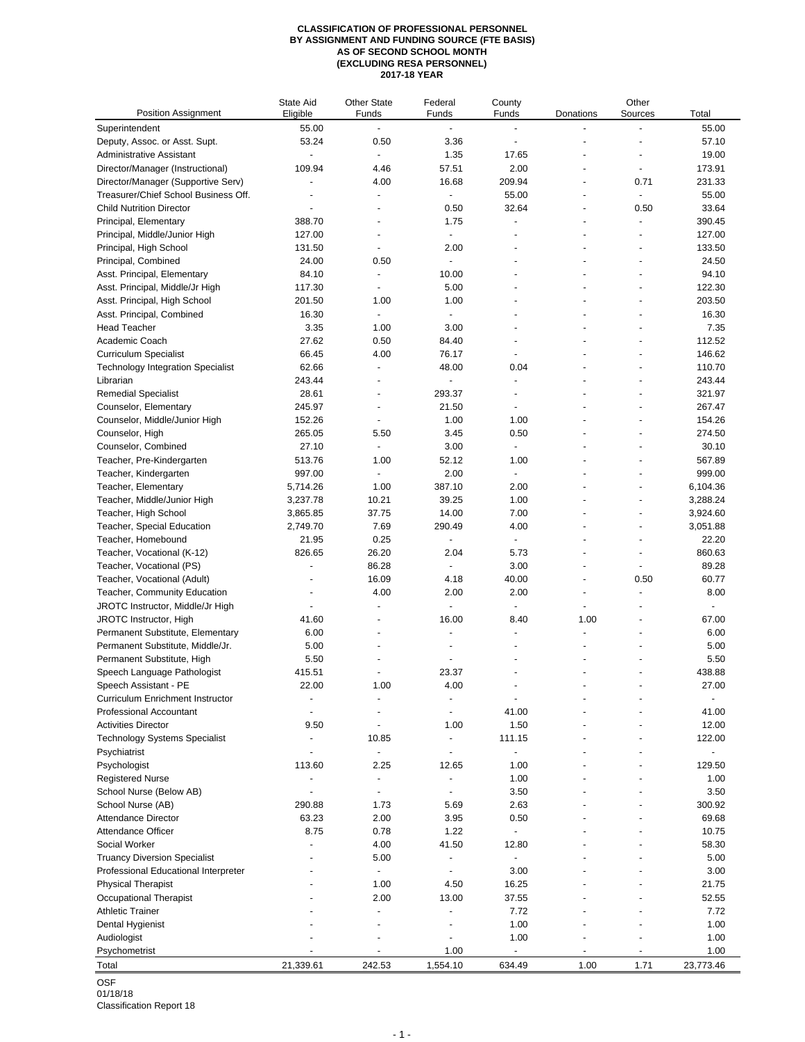**CLASSIFICATION OF PROFESSIONAL PERSONNEL**
**BY ASSIGNMENT AND FUNDING SOURCE (FTE BASIS)**
**AS OF SECOND SCHOOL MONTH**
**(EXCLUDING RESA PERSONNEL)**
**2017-18 YEAR**

| Position Assignment | State Aid Eligible | Other State Funds | Federal Funds | County Funds | Donations | Other Sources | Total |
|---|---|---|---|---|---|---|---|
| Superintendent | 55.00 | - | - | - | - | - | 55.00 |
| Deputy, Assoc. or Asst. Supt. | 53.24 | 0.50 | 3.36 | - | - | - | 57.10 |
| Administrative Assistant | - | - | 1.35 | 17.65 | - | - | 19.00 |
| Director/Manager (Instructional) | 109.94 | 4.46 | 57.51 | 2.00 | - | - | 173.91 |
| Director/Manager (Supportive Serv) | - | 4.00 | 16.68 | 209.94 | - | 0.71 | 231.33 |
| Treasurer/Chief School Business Off. | - | - | - | 55.00 | - | - | 55.00 |
| Child Nutrition Director | - | - | 0.50 | 32.64 | - | 0.50 | 33.64 |
| Principal, Elementary | 388.70 | - | 1.75 | - | - | - | 390.45 |
| Principal, Middle/Junior High | 127.00 | - | - | - | - | - | 127.00 |
| Principal, High School | 131.50 | - | 2.00 | - | - | - | 133.50 |
| Principal, Combined | 24.00 | 0.50 | - | - | - | - | 24.50 |
| Asst. Principal, Elementary | 84.10 | - | 10.00 | - | - | - | 94.10 |
| Asst. Principal, Middle/Jr High | 117.30 | - | 5.00 | - | - | - | 122.30 |
| Asst. Principal, High School | 201.50 | 1.00 | 1.00 | - | - | - | 203.50 |
| Asst. Principal, Combined | 16.30 | - | - | - | - | - | 16.30 |
| Head Teacher | 3.35 | 1.00 | 3.00 | - | - | - | 7.35 |
| Academic Coach | 27.62 | 0.50 | 84.40 | - | - | - | 112.52 |
| Curriculum Specialist | 66.45 | 4.00 | 76.17 | - | - | - | 146.62 |
| Technology Integration Specialist | 62.66 | - | 48.00 | 0.04 | - | - | 110.70 |
| Librarian | 243.44 | - | - | - | - | - | 243.44 |
| Remedial Specialist | 28.61 | - | 293.37 | - | - | - | 321.97 |
| Counselor, Elementary | 245.97 | - | 21.50 | - | - | - | 267.47 |
| Counselor, Middle/Junior High | 152.26 | - | 1.00 | 1.00 | - | - | 154.26 |
| Counselor, High | 265.05 | 5.50 | 3.45 | 0.50 | - | - | 274.50 |
| Counselor, Combined | 27.10 | - | 3.00 | - | - | - | 30.10 |
| Teacher, Pre-Kindergarten | 513.76 | 1.00 | 52.12 | 1.00 | - | - | 567.89 |
| Teacher, Kindergarten | 997.00 | - | 2.00 | - | - | - | 999.00 |
| Teacher, Elementary | 5,714.26 | 1.00 | 387.10 | 2.00 | - | - | 6,104.36 |
| Teacher, Middle/Junior High | 3,237.78 | 10.21 | 39.25 | 1.00 | - | - | 3,288.24 |
| Teacher, High School | 3,865.85 | 37.75 | 14.00 | 7.00 | - | - | 3,924.60 |
| Teacher, Special Education | 2,749.70 | 7.69 | 290.49 | 4.00 | - | - | 3,051.88 |
| Teacher, Homebound | 21.95 | 0.25 | - | - | - | - | 22.20 |
| Teacher, Vocational (K-12) | 826.65 | 26.20 | 2.04 | 5.73 | - | - | 860.63 |
| Teacher, Vocational (PS) | - | 86.28 | - | 3.00 | - | - | 89.28 |
| Teacher, Vocational (Adult) | - | 16.09 | 4.18 | 40.00 | - | 0.50 | 60.77 |
| Teacher, Community Education | - | 4.00 | 2.00 | 2.00 | - | - | 8.00 |
| JROTC Instructor, Middle/Jr High | - | - | - | - | - | - | - |
| JROTC Instructor, High | 41.60 | - | 16.00 | 8.40 | 1.00 | - | 67.00 |
| Permanent Substitute, Elementary | 6.00 | - | - | - | - | - | 6.00 |
| Permanent Substitute, Middle/Jr. | 5.00 | - | - | - | - | - | 5.00 |
| Permanent Substitute, High | 5.50 | - | - | - | - | - | 5.50 |
| Speech Language Pathologist | 415.51 | - | 23.37 | - | - | - | 438.88 |
| Speech Assistant - PE | 22.00 | 1.00 | 4.00 | - | - | - | 27.00 |
| Curriculum Enrichment Instructor | - | - | - | - | - | - | - |
| Professional Accountant | - | - | - | 41.00 | - | - | 41.00 |
| Activities Director | 9.50 | - | 1.00 | 1.50 | - | - | 12.00 |
| Technology Systems Specialist | - | 10.85 | - | 111.15 | - | - | 122.00 |
| Psychiatrist | - | - | - | - | - | - | - |
| Psychologist | 113.60 | 2.25 | 12.65 | 1.00 | - | - | 129.50 |
| Registered Nurse | - | - | - | 1.00 | - | - | 1.00 |
| School Nurse (Below AB) | - | - | - | 3.50 | - | - | 3.50 |
| School Nurse (AB) | 290.88 | 1.73 | 5.69 | 2.63 | - | - | 300.92 |
| Attendance Director | 63.23 | 2.00 | 3.95 | 0.50 | - | - | 69.68 |
| Attendance Officer | 8.75 | 0.78 | 1.22 | - | - | - | 10.75 |
| Social Worker | - | 4.00 | 41.50 | 12.80 | - | - | 58.30 |
| Truancy Diversion Specialist | - | 5.00 | - | - | - | - | 5.00 |
| Professional Educational Interpreter | - | - | - | 3.00 | - | - | 3.00 |
| Physical Therapist | - | 1.00 | 4.50 | 16.25 | - | - | 21.75 |
| Occupational Therapist | - | 2.00 | 13.00 | 37.55 | - | - | 52.55 |
| Athletic Trainer | - | - | - | 7.72 | - | - | 7.72 |
| Dental Hygienist | - | - | - | 1.00 | - | - | 1.00 |
| Audiologist | - | - | - | 1.00 | - | - | 1.00 |
| Psychometrist | - | - | 1.00 | - | - | - | 1.00 |
| Total | 21,339.61 | 242.53 | 1,554.10 | 634.49 | 1.00 | 1.71 | 23,773.46 |

OSF
01/18/18
Classification Report 18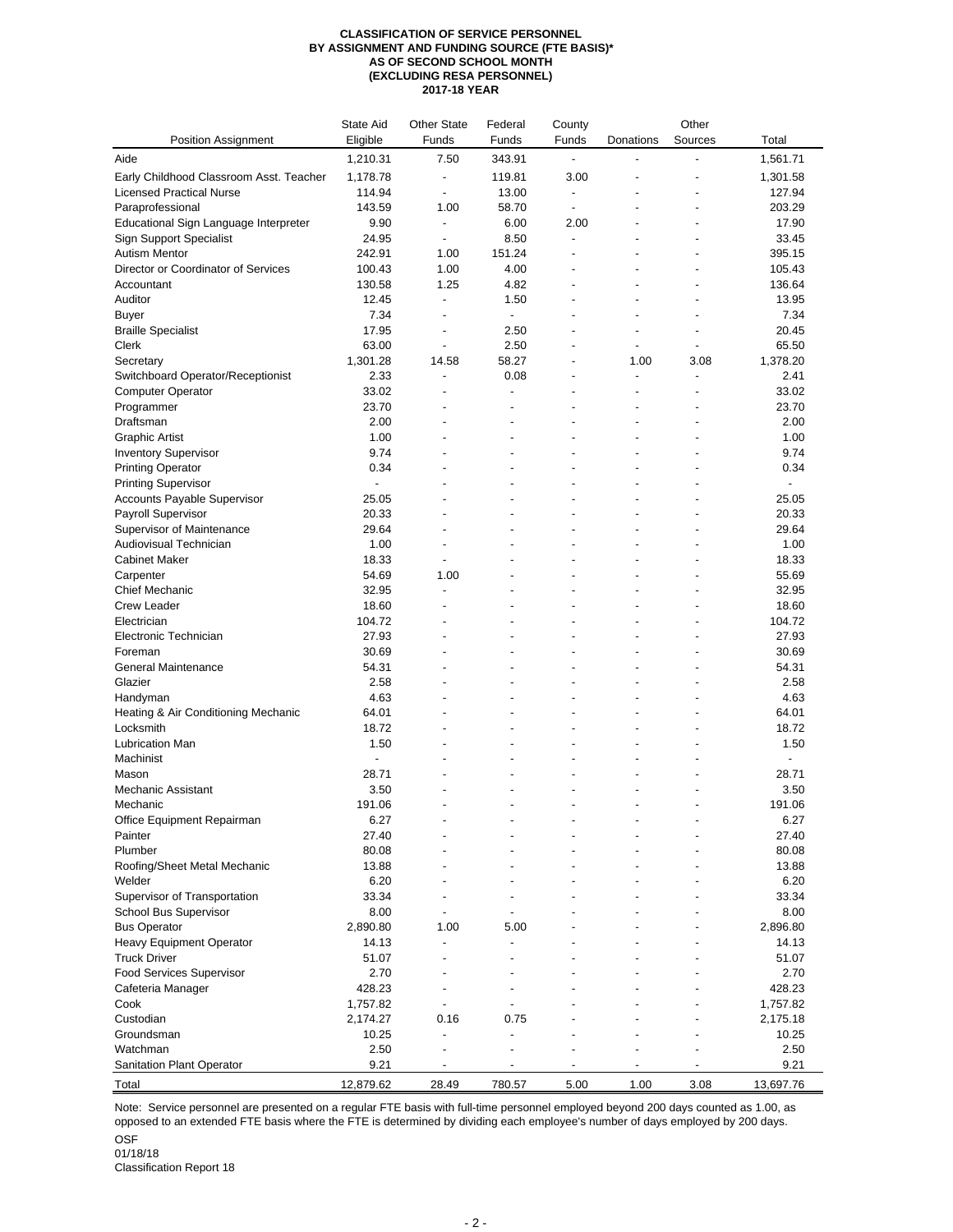**CLASSIFICATION OF SERVICE PERSONNEL**
**BY ASSIGNMENT AND FUNDING SOURCE (FTE BASIS)***
**AS OF SECOND SCHOOL MONTH**
**(EXCLUDING RESA PERSONNEL)**
**2017-18 YEAR**

| Position Assignment | State Aid Eligible | Other State Funds | Federal Funds | County Funds | Donations | Other Sources | Total |
|---|---|---|---|---|---|---|---|
| Aide | 1,210.31 | 7.50 | 343.91 | - | - | - | 1,561.71 |
| Early Childhood Classroom Asst. Teacher | 1,178.78 | - | 119.81 | 3.00 | - | - | 1,301.58 |
| Licensed Practical Nurse | 114.94 | - | 13.00 | - | - | - | 127.94 |
| Paraprofessional | 143.59 | 1.00 | 58.70 | - | - | - | 203.29 |
| Educational Sign Language Interpreter | 9.90 | - | 6.00 | 2.00 | - | - | 17.90 |
| Sign Support Specialist | 24.95 | - | 8.50 | - | - | - | 33.45 |
| Autism Mentor | 242.91 | 1.00 | 151.24 | - | - | - | 395.15 |
| Director or Coordinator of Services | 100.43 | 1.00 | 4.00 | - | - | - | 105.43 |
| Accountant | 130.58 | 1.25 | 4.82 | - | - | - | 136.64 |
| Auditor | 12.45 | - | 1.50 | - | - | - | 13.95 |
| Buyer | 7.34 | - | - | - | - | - | 7.34 |
| Braille Specialist | 17.95 | - | 2.50 | - | - | - | 20.45 |
| Clerk | 63.00 | - | 2.50 | - | - | - | 65.50 |
| Secretary | 1,301.28 | 14.58 | 58.27 | - | 1.00 | 3.08 | 1,378.20 |
| Switchboard Operator/Receptionist | 2.33 | - | 0.08 | - | - | - | 2.41 |
| Computer Operator | 33.02 | - | - | - | - | - | 33.02 |
| Programmer | 23.70 | - | - | - | - | - | 23.70 |
| Draftsman | 2.00 | - | - | - | - | - | 2.00 |
| Graphic Artist | 1.00 | - | - | - | - | - | 1.00 |
| Inventory Supervisor | 9.74 | - | - | - | - | - | 9.74 |
| Printing Operator | 0.34 | - | - | - | - | - | 0.34 |
| Printing Supervisor | - | - | - | - | - | - | - |
| Accounts Payable Supervisor | 25.05 | - | - | - | - | - | 25.05 |
| Payroll Supervisor | 20.33 | - | - | - | - | - | 20.33 |
| Supervisor of Maintenance | 29.64 | - | - | - | - | - | 29.64 |
| Audiovisual Technician | 1.00 | - | - | - | - | - | 1.00 |
| Cabinet Maker | 18.33 | - | - | - | - | - | 18.33 |
| Carpenter | 54.69 | 1.00 | - | - | - | - | 55.69 |
| Chief Mechanic | 32.95 | - | - | - | - | - | 32.95 |
| Crew Leader | 18.60 | - | - | - | - | - | 18.60 |
| Electrician | 104.72 | - | - | - | - | - | 104.72 |
| Electronic Technician | 27.93 | - | - | - | - | - | 27.93 |
| Foreman | 30.69 | - | - | - | - | - | 30.69 |
| General Maintenance | 54.31 | - | - | - | - | - | 54.31 |
| Glazier | 2.58 | - | - | - | - | - | 2.58 |
| Handyman | 4.63 | - | - | - | - | - | 4.63 |
| Heating & Air Conditioning Mechanic | 64.01 | - | - | - | - | - | 64.01 |
| Locksmith | 18.72 | - | - | - | - | - | 18.72 |
| Lubrication Man | 1.50 | - | - | - | - | - | 1.50 |
| Machinist | - | - | - | - | - | - | - |
| Mason | 28.71 | - | - | - | - | - | 28.71 |
| Mechanic Assistant | 3.50 | - | - | - | - | - | 3.50 |
| Mechanic | 191.06 | - | - | - | - | - | 191.06 |
| Office Equipment Repairman | 6.27 | - | - | - | - | - | 6.27 |
| Painter | 27.40 | - | - | - | - | - | 27.40 |
| Plumber | 80.08 | - | - | - | - | - | 80.08 |
| Roofing/Sheet Metal Mechanic | 13.88 | - | - | - | - | - | 13.88 |
| Welder | 6.20 | - | - | - | - | - | 6.20 |
| Supervisor of Transportation | 33.34 | - | - | - | - | - | 33.34 |
| School Bus Supervisor | 8.00 | - | - | - | - | - | 8.00 |
| Bus Operator | 2,890.80 | 1.00 | 5.00 | - | - | - | 2,896.80 |
| Heavy Equipment Operator | 14.13 | - | - | - | - | - | 14.13 |
| Truck Driver | 51.07 | - | - | - | - | - | 51.07 |
| Food Services Supervisor | 2.70 | - | - | - | - | - | 2.70 |
| Cafeteria Manager | 428.23 | - | - | - | - | - | 428.23 |
| Cook | 1,757.82 | - | - | - | - | - | 1,757.82 |
| Custodian | 2,174.27 | 0.16 | 0.75 | - | - | - | 2,175.18 |
| Groundsman | 10.25 | - | - | - | - | - | 10.25 |
| Watchman | 2.50 | - | - | - | - | - | 2.50 |
| Sanitation Plant Operator | 9.21 | - | - | - | - | - | 9.21 |
| Total | 12,879.62 | 28.49 | 780.57 | 5.00 | 1.00 | 3.08 | 13,697.76 |

Note: Service personnel are presented on a regular FTE basis with full-time personnel employed beyond 200 days counted as 1.00, as opposed to an extended FTE basis where the FTE is determined by dividing each employee's number of days employed by 200 days.

OSF
01/18/18
Classification Report 18